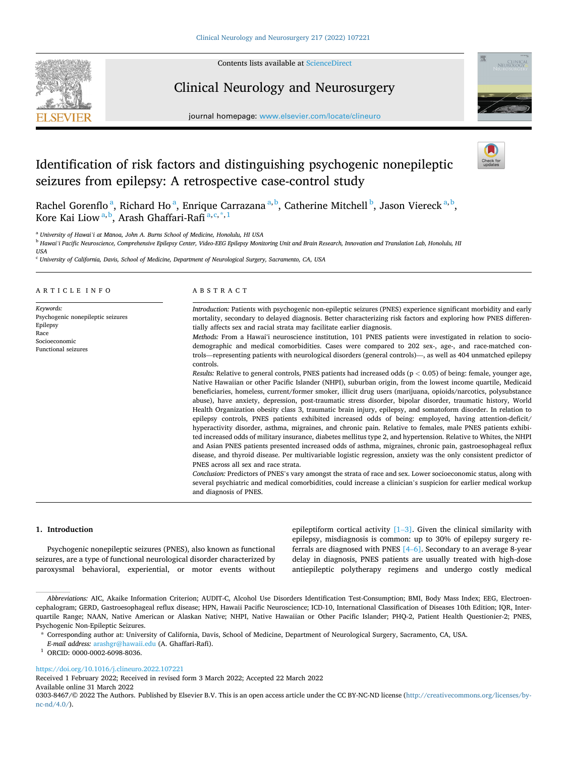# Identification of risk factors and distinguishing psychogenic nonepileptic seizures from epilepsy: A retrospective case-control study

Rachel Gorenflo [a], Richard Ho [a], Enrique Carrazana [a,b], Catherine Mitchell [b], Jason Viereck [a,b], Kore Kai Liow [a,b], Arash Ghaffari-Rafi [a,c,*,1]

[a] University of Hawaiʻi at Mānoa, John A. Burns School of Medicine, Honolulu, HI USA

[b] Hawaiʻi Pacific Neuroscience, Comprehensive Epilepsy Center, Video-EEG Epilepsy Monitoring Unit and Brain Research, Innovation and Translation Lab, Honolulu, HI USA

[c] University of California, Davis, School of Medicine, Department of Neurological Surgery, Sacramento, CA, USA

## ARTICLE INFO

*Keywords:*
Psychogenic nonepileptic seizures
Epilepsy
Race
Socioeconomic
Functional seizures

## ABSTRACT

*Introduction:* Patients with psychogenic non-epileptic seizures (PNES) experience significant morbidity and early mortality, secondary to delayed diagnosis. Better characterizing risk factors and exploring how PNES differentially affects sex and racial strata may facilitate earlier diagnosis.

*Methods:* From a Hawaiʻi neuroscience institution, 101 PNES patients were investigated in relation to sociodemographic and medical comorbidities. Cases were compared to 202 sex-, age-, and race-matched controls—representing patients with neurological disorders (general controls)—, as well as 404 unmatched epilepsy controls.

*Results:* Relative to general controls, PNES patients had increased odds ($p < 0.05$) of being: female, younger age, Native Hawaiian or other Pacific Islander (NHPI), suburban origin, from the lowest income quartile, Medicaid beneficiaries, homeless, current/former smoker, illicit drug users (marijuana, opioids/narcotics, polysubstance abuse), have anxiety, depression, post-traumatic stress disorder, bipolar disorder, traumatic history, World Health Organization obesity class 3, traumatic brain injury, epilepsy, and somatoform disorder. In relation to epilepsy controls, PNES patients exhibited increased odds of being: employed, having attention-deficit/hyperactivity disorder, asthma, migraines, and chronic pain. Relative to females, male PNES patients exhibited increased odds of military insurance, diabetes mellitus type 2, and hypertension. Relative to Whites, the NHPI and Asian PNES patients presented increased odds of asthma, migraines, chronic pain, gastroesophageal reflux disease, and thyroid disease. Per multivariable logistic regression, anxiety was the only consistent predictor of PNES across all sex and race strata.

*Conclusion:* Predictors of PNES's vary amongst the strata of race and sex. Lower socioeconomic status, along with several psychiatric and medical comorbidities, could increase a clinician's suspicion for earlier medical workup and diagnosis of PNES.

## 1. Introduction

Psychogenic nonepileptic seizures (PNES), also known as functional seizures, are a type of functional neurological disorder characterized by paroxysmal behavioral, experiential, or motor events without epileptiform cortical activity [1–3]. Given the clinical similarity with epilepsy, misdiagnosis is common: up to 30% of epilepsy surgery referrals are diagnosed with PNES [4–6]. Secondary to an average 8-year delay in diagnosis, PNES patients are usually treated with high-dose antiepileptic polytherapy regimens and undergo costly medical

---

*Abbreviations:* AIC, Akaike Information Criterion; AUDIT-C, Alcohol Use Disorders Identification Test-Consumption; BMI, Body Mass Index; EEG, Electroencephalogram; GERD, Gastroesophageal reflux disease; HPN, Hawaii Pacific Neuroscience; ICD-10, International Classification of Diseases 10th Edition; IQR, Interquartile Range; NAAN, Native American or Alaskan Native; NHPI, Native Hawaiian or Other Pacific Islander; PHQ-2, Patient Health Questionier-2; PNES, Psychogenic Non-Epileptic Seizures.

\* Corresponding author at: University of California, Davis, School of Medicine, Department of Neurological Surgery, Sacramento, CA, USA.

*E-mail address:* arashgr@hawaii.edu (A. Ghaffari-Rafi).

[1] ORCID: 0000-0002-6098-8036.

https://doi.org/10.1016/j.clineuro.2022.107221
Received 1 February 2022; Received in revised form 3 March 2022; Accepted 22 March 2022
Available online 31 March 2022
0303-8467/© 2022 The Authors. Published by Elsevier B.V. This is an open access article under the CC BY-NC-ND license (http://creativecommons.org/licenses/by-nc-nd/4.0/).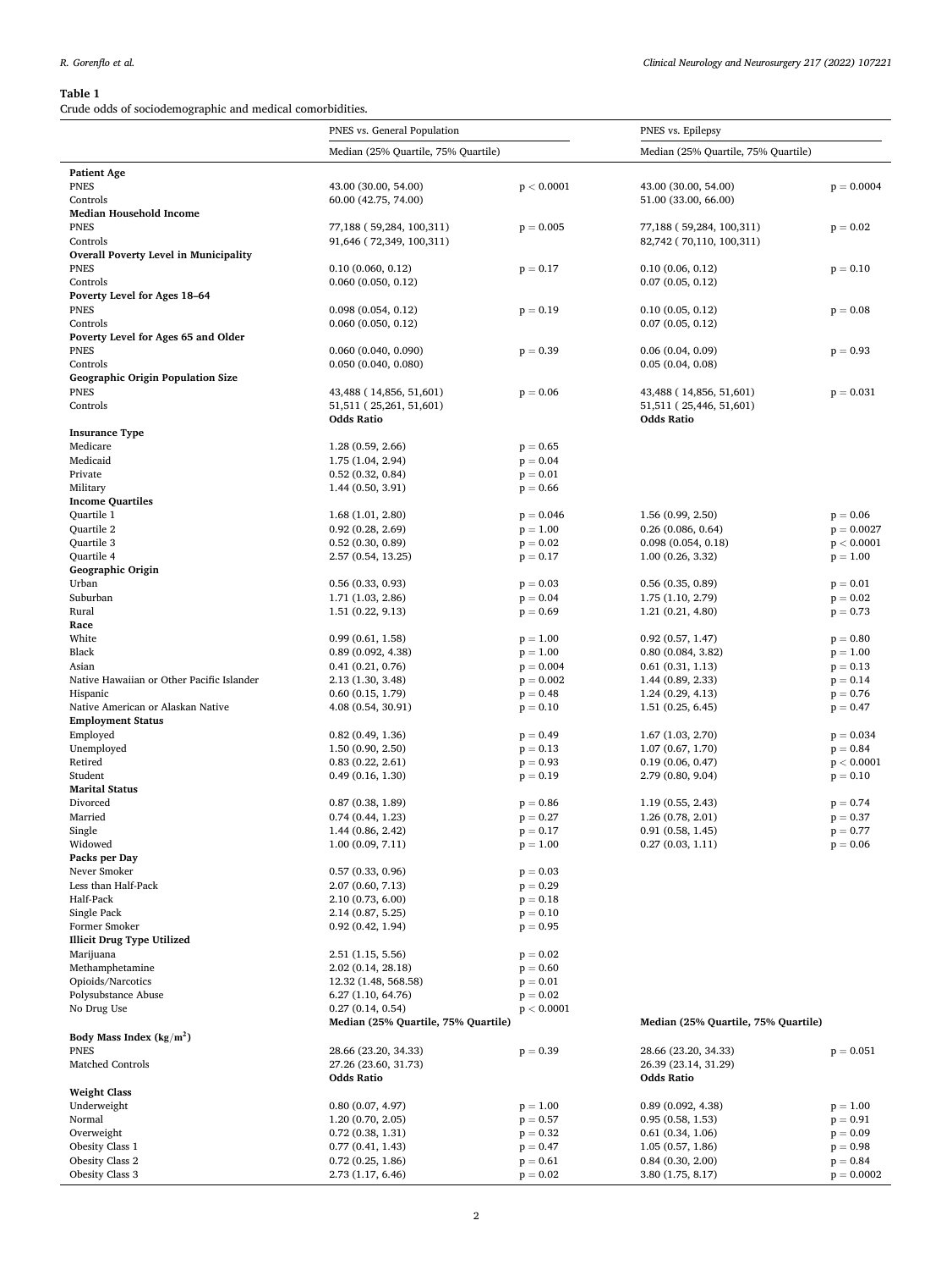**Table 1**
Crude odds of sociodemographic and medical comorbidities.

| | PNES vs. General Population | | PNES vs. Epilepsy | |
|---|---|---|---|---|
| | Median (25% Quartile, 75% Quartile) | | Median (25% Quartile, 75% Quartile) | |
| **Patient Age** | | | | |
| PNES | 43.00 (30.00, 54.00) | $p < 0.0001$ | 43.00 (30.00, 54.00) | $p = 0.0004$ |
| Controls | 60.00 (42.75, 74.00) | | 51.00 (33.00, 66.00) | |
| **Median Household Income** | | | | |
| PNES | 77,188 ( 59,284, 100,311) | $p = 0.005$ | 77,188 ( 59,284, 100,311) | $p = 0.02$ |
| Controls | 91,646 ( 72,349, 100,311) | | 82,742 ( 70,110, 100,311) | |
| **Overall Poverty Level in Municipality** | | | | |
| PNES | 0.10 (0.060, 0.12) | $p = 0.17$ | 0.10 (0.06, 0.12) | $p = 0.10$ |
| Controls | 0.060 (0.050, 0.12) | | 0.07 (0.05, 0.12) | |
| **Poverty Level for Ages 18–64** | | | | |
| PNES | 0.098 (0.054, 0.12) | $p = 0.19$ | 0.10 (0.05, 0.12) | $p = 0.08$ |
| Controls | 0.060 (0.050, 0.12) | | 0.07 (0.05, 0.12) | |
| **Poverty Level for Ages 65 and Older** | | | | |
| PNES | 0.060 (0.040, 0.090) | $p = 0.39$ | 0.06 (0.04, 0.09) | $p = 0.93$ |
| Controls | 0.050 (0.040, 0.080) | | 0.05 (0.04, 0.08) | |
| **Geographic Origin Population Size** | | | | |
| PNES | 43,488 ( 14,856, 51,601) | $p = 0.06$ | 43,488 ( 14,856, 51,601) | $p = 0.031$ |
| Controls | 51,511 ( 25,261, 51,601) | | 51,511 ( 25,446, 51,601) | |
| | **Odds Ratio** | | **Odds Ratio** | |
| **Insurance Type** | | | | |
| Medicare | 1.28 (0.59, 2.66) | $p = 0.65$ | | |
| Medicaid | 1.75 (1.04, 2.94) | $p = 0.04$ | | |
| Private | 0.52 (0.32, 0.84) | $p = 0.01$ | | |
| Military | 1.44 (0.50, 3.91) | $p = 0.66$ | | |
| **Income Quartiles** | | | | |
| Quartile 1 | 1.68 (1.01, 2.80) | $p = 0.046$ | 1.56 (0.99, 2.50) | $p = 0.06$ |
| Quartile 2 | 0.92 (0.28, 2.69) | $p = 1.00$ | 0.26 (0.086, 0.64) | $p = 0.0027$ |
| Quartile 3 | 0.52 (0.30, 0.89) | $p = 0.02$ | 0.098 (0.054, 0.18) | $p < 0.0001$ |
| Quartile 4 | 2.57 (0.54, 13.25) | $p = 0.17$ | 1.00 (0.26, 3.32) | $p = 1.00$ |
| **Geographic Origin** | | | | |
| Urban | 0.56 (0.33, 0.93) | $p = 0.03$ | 0.56 (0.35, 0.89) | $p = 0.01$ |
| Suburban | 1.71 (1.03, 2.86) | $p = 0.04$ | 1.75 (1.10, 2.79) | $p = 0.02$ |
| Rural | 1.51 (0.22, 9.13) | $p = 0.69$ | 1.21 (0.21, 4.80) | $p = 0.73$ |
| **Race** | | | | |
| White | 0.99 (0.61, 1.58) | $p = 1.00$ | 0.92 (0.57, 1.47) | $p = 0.80$ |
| Black | 0.89 (0.092, 4.38) | $p = 1.00$ | 0.80 (0.084, 3.82) | $p = 1.00$ |
| Asian | 0.41 (0.21, 0.76) | $p = 0.004$ | 0.61 (0.31, 1.13) | $p = 0.13$ |
| Native Hawaiian or Other Pacific Islander | 2.13 (1.30, 3.48) | $p = 0.002$ | 1.44 (0.89, 2.33) | $p = 0.14$ |
| Hispanic | 0.60 (0.15, 1.79) | $p = 0.48$ | 1.24 (0.29, 4.13) | $p = 0.76$ |
| Native American or Alaskan Native | 4.08 (0.54, 30.91) | $p = 0.10$ | 1.51 (0.25, 6.45) | $p = 0.47$ |
| **Employment Status** | | | | |
| Employed | 0.82 (0.49, 1.36) | $p = 0.49$ | 1.67 (1.03, 2.70) | $p = 0.034$ |
| Unemployed | 1.50 (0.90, 2.50) | $p = 0.13$ | 1.07 (0.67, 1.70) | $p = 0.84$ |
| Retired | 0.83 (0.22, 2.61) | $p = 0.93$ | 0.19 (0.06, 0.47) | $p < 0.0001$ |
| Student | 0.49 (0.16, 1.30) | $p = 0.19$ | 2.79 (0.80, 9.04) | $p = 0.10$ |
| **Marital Status** | | | | |
| Divorced | 0.87 (0.38, 1.89) | $p = 0.86$ | 1.19 (0.55, 2.43) | $p = 0.74$ |
| Married | 0.74 (0.44, 1.23) | $p = 0.27$ | 1.26 (0.78, 2.01) | $p = 0.37$ |
| Single | 1.44 (0.86, 2.42) | $p = 0.17$ | 0.91 (0.58, 1.45) | $p = 0.77$ |
| Widowed | 1.00 (0.09, 7.11) | $p = 1.00$ | 0.27 (0.03, 1.11) | $p = 0.06$ |
| **Packs per Day** | | | | |
| Never Smoker | 0.57 (0.33, 0.96) | $p = 0.03$ | | |
| Less than Half-Pack | 2.07 (0.60, 7.13) | $p = 0.29$ | | |
| Half-Pack | 2.10 (0.73, 6.00) | $p = 0.18$ | | |
| Single Pack | 2.14 (0.87, 5.25) | $p = 0.10$ | | |
| Former Smoker | 0.92 (0.42, 1.94) | $p = 0.95$ | | |
| **Illicit Drug Type Utilized** | | | | |
| Marijuana | 2.51 (1.15, 5.56) | $p = 0.02$ | | |
| Methamphetamine | 2.02 (0.14, 28.18) | $p = 0.60$ | | |
| Opioids/Narcotics | 12.32 (1.48, 568.58) | $p = 0.01$ | | |
| Polysubstance Abuse | 6.27 (1.10, 64.76) | $p = 0.02$ | | |
| No Drug Use | 0.27 (0.14, 0.54) | $p < 0.0001$ | | |
| | **Median (25% Quartile, 75% Quartile)** | | **Median (25% Quartile, 75% Quartile)** | |
| **Body Mass Index ($kg/m^2$)** | | | | |
| PNES | 28.66 (23.20, 34.33) | $p = 0.39$ | 28.66 (23.20, 34.33) | $p = 0.051$ |
| Matched Controls | 27.26 (23.60, 31.73) | | 26.39 (23.14, 31.29) | |
| | **Odds Ratio** | | **Odds Ratio** | |
| **Weight Class** | | | | |
| Underweight | 0.80 (0.07, 4.97) | $p = 1.00$ | 0.89 (0.092, 4.38) | $p = 1.00$ |
| Normal | 1.20 (0.70, 2.05) | $p = 0.57$ | 0.95 (0.58, 1.53) | $p = 0.91$ |
| Overweight | 0.72 (0.38, 1.31) | $p = 0.32$ | 0.61 (0.34, 1.06) | $p = 0.09$ |
| Obesity Class 1 | 0.77 (0.41, 1.43) | $p = 0.47$ | 1.05 (0.57, 1.86) | $p = 0.98$ |
| Obesity Class 2 | 0.72 (0.25, 1.86) | $p = 0.61$ | 0.84 (0.30, 2.00) | $p = 0.84$ |
| Obesity Class 3 | 2.73 (1.17, 6.46) | $p = 0.02$ | 3.80 (1.75, 8.17) | $p = 0.0002$ |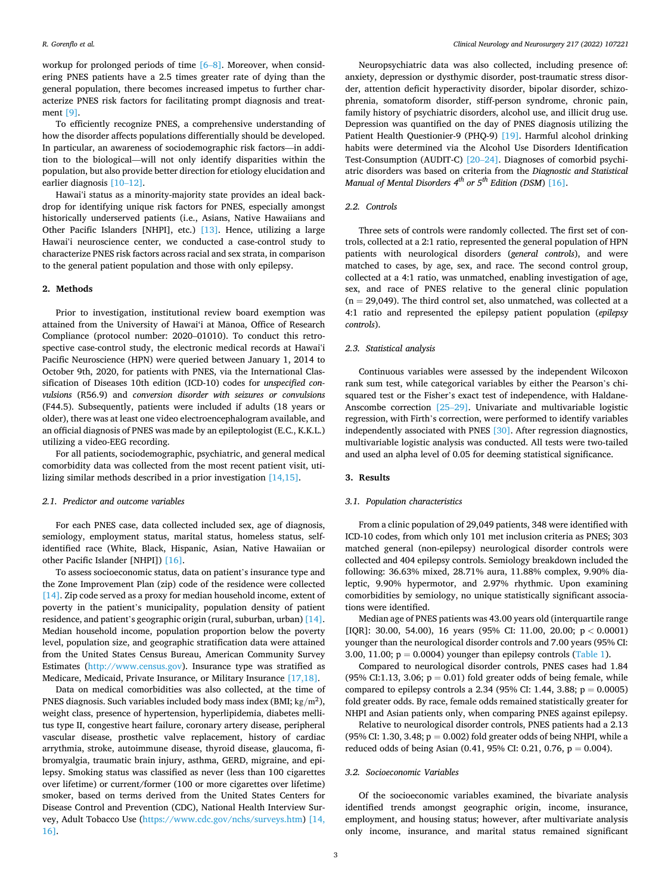workup for prolonged periods of time [6–8]. Moreover, when considering PNES patients have a 2.5 times greater rate of dying than the general population, there becomes increased impetus to further characterize PNES risk factors for facilitating prompt diagnosis and treatment [9].

To efficiently recognize PNES, a comprehensive understanding of how the disorder affects populations differentially should be developed. In particular, an awareness of sociodemographic risk factors—in addition to the biological—will not only identify disparities within the population, but also provide better direction for etiology elucidation and earlier diagnosis [10–12].

Hawaiʻi status as a minority-majority state provides an ideal backdrop for identifying unique risk factors for PNES, especially amongst historically underserved patients (i.e., Asians, Native Hawaiians and Other Pacific Islanders [NHPI], etc.) [13]. Hence, utilizing a large Hawaiʻi neuroscience center, we conducted a case-control study to characterize PNES risk factors across racial and sex strata, in comparison to the general patient population and those with only epilepsy.

## 2. Methods

Prior to investigation, institutional review board exemption was attained from the University of Hawaiʻi at Mānoa, Office of Research Compliance (protocol number: 2020–01010). To conduct this retrospective case-control study, the electronic medical records at Hawaiʻi Pacific Neuroscience (HPN) were queried between January 1, 2014 to October 9th, 2020, for patients with PNES, via the International Classification of Diseases 10th edition (ICD-10) codes for *unspecified convulsions* (R56.9) and *conversion disorder with seizures or convulsions* (F44.5). Subsequently, patients were included if adults (18 years or older), there was at least one video electroencephalogram available, and an official diagnosis of PNES was made by an epileptologist (E.C., K.K.L.) utilizing a video-EEG recording.

For all patients, sociodemographic, psychiatric, and general medical comorbidity data was collected from the most recent patient visit, utilizing similar methods described in a prior investigation [14,15].

### 2.1. Predictor and outcome variables

For each PNES case, data collected included sex, age of diagnosis, semiology, employment status, marital status, homeless status, self-identified race (White, Black, Hispanic, Asian, Native Hawaiian or other Pacific Islander [NHPI]) [16].

To assess socioeconomic status, data on patient's insurance type and the Zone Improvement Plan (zip) code of the residence were collected [14]. Zip code served as a proxy for median household income, extent of poverty in the patient's municipality, population density of patient residence, and patient's geographic origin (rural, suburban, urban) [14]. Median household income, population proportion below the poverty level, population size, and geographic stratification data were attained from the United States Census Bureau, American Community Survey Estimates (http://www.census.gov). Insurance type was stratified as Medicare, Medicaid, Private Insurance, or Military Insurance [17,18].

Data on medical comorbidities was also collected, at the time of PNES diagnosis. Such variables included body mass index (BMI; $\mathrm{kg/m^2}$), weight class, presence of hypertension, hyperlipidemia, diabetes mellitus type II, congestive heart failure, coronary artery disease, peripheral vascular disease, prosthetic valve replacement, history of cardiac arrythmia, stroke, autoimmune disease, thyroid disease, glaucoma, fibromyalgia, traumatic brain injury, asthma, GERD, migraine, and epilepsy. Smoking status was classified as never (less than 100 cigarettes over lifetime) or current/former (100 or more cigarettes over lifetime) smoker, based on terms derived from the United States Centers for Disease Control and Prevention (CDC), National Health Interview Survey, Adult Tobacco Use (https://www.cdc.gov/nchs/surveys.htm) [14,16].

Neuropsychiatric data was also collected, including presence of: anxiety, depression or dysthymic disorder, post-traumatic stress disorder, attention deficit hyperactivity disorder, bipolar disorder, schizophrenia, somatoform disorder, stiff-person syndrome, chronic pain, family history of psychiatric disorders, alcohol use, and illicit drug use. Depression was quantified on the day of PNES diagnosis utilizing the Patient Health Questionier-9 (PHQ-9) [19]. Harmful alcohol drinking habits were determined via the Alcohol Use Disorders Identification Test-Consumption (AUDIT-C) [20–24]. Diagnoses of comorbid psychiatric disorders was based on criteria from the *Diagnostic and Statistical Manual of Mental Disorders 4th or 5th Edition (DSM)* [16].

### 2.2. Controls

Three sets of controls were randomly collected. The first set of controls, collected at a 2:1 ratio, represented the general population of HPN patients with neurological disorders (*general controls*), and were matched to cases, by age, sex, and race. The second control group, collected at a 4:1 ratio, was unmatched, enabling investigation of age, sex, and race of PNES relative to the general clinic population (n = 29,049). The third control set, also unmatched, was collected at a 4:1 ratio and represented the epilepsy patient population (*epilepsy controls*).

### 2.3. Statistical analysis

Continuous variables were assessed by the independent Wilcoxon rank sum test, while categorical variables by either the Pearson's chi-squared test or the Fisher's exact test of independence, with Haldane-Anscombe correction [25–29]. Univariate and multivariable logistic regression, with Firth's correction, were performed to identify variables independently associated with PNES [30]. After regression diagnostics, multivariable logistic analysis was conducted. All tests were two-tailed and used an alpha level of 0.05 for deeming statistical significance.

## 3. Results

### 3.1. Population characteristics

From a clinic population of 29,049 patients, 348 were identified with ICD-10 codes, from which only 101 met inclusion criteria as PNES; 303 matched general (non-epilepsy) neurological disorder controls were collected and 404 epilepsy controls. Semiology breakdown included the following: 36.63% mixed, 28.71% aura, 11.88% complex, 9.90% dialeptic, 9.90% hypermotor, and 2.97% rhythmic. Upon examining comorbidities by semiology, no unique statistically significant associations were identified.

Median age of PNES patients was 43.00 years old (interquartile range [IQR]: 30.00, 54.00), 16 years (95% CI: 11.00, 20.00; $p < 0.0001$) younger than the neurological disorder controls and 7.00 years (95% CI: 3.00, 11.00; $p = 0.0004$) younger than epilepsy controls (Table 1).

Compared to neurological disorder controls, PNES cases had 1.84 (95% CI:1.13, 3.06; $p = 0.01$) fold greater odds of being female, while compared to epilepsy controls a 2.34 (95% CI: 1.44, 3.88; $p = 0.0005$) fold greater odds. By race, female odds remained statistically greater for NHPI and Asian patients only, when comparing PNES against epilepsy.

Relative to neurological disorder controls, PNES patients had a 2.13 (95% CI: 1.30, 3.48; $p = 0.002$) fold greater odds of being NHPI, while a reduced odds of being Asian (0.41, 95% CI: 0.21, 0.76, $p = 0.004$).

### 3.2. Socioeconomic Variables

Of the socioeconomic variables examined, the bivariate analysis identified trends amongst geographic origin, income, insurance, employment, and housing status; however, after multivariate analysis only income, insurance, and marital status remained significant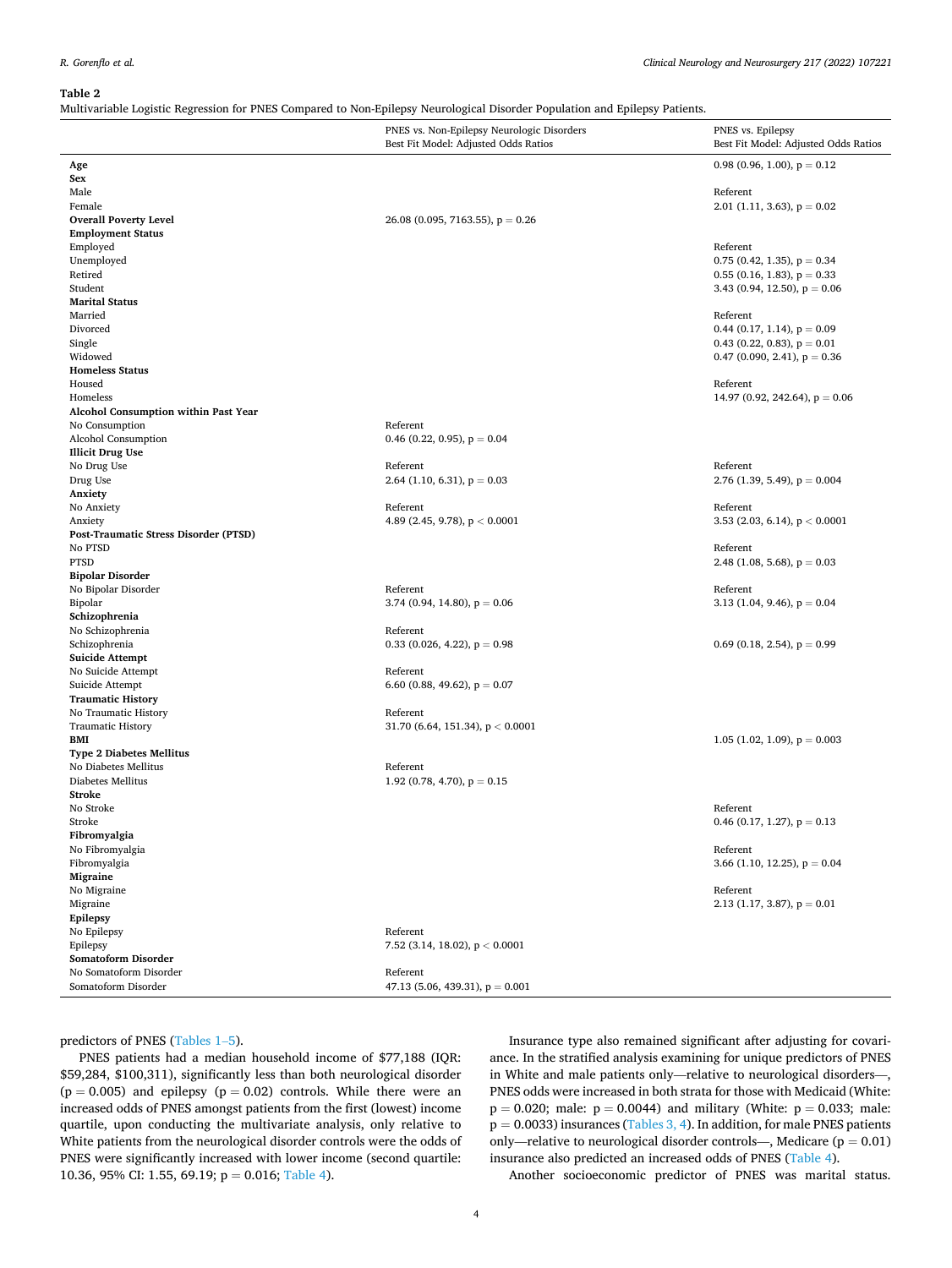**Table 2**
Multivariable Logistic Regression for PNES Compared to Non-Epilepsy Neurological Disorder Population and Epilepsy Patients.

| | PNES vs. Non-Epilepsy Neurologic Disorders Best Fit Model: Adjusted Odds Ratios | PNES vs. Epilepsy Best Fit Model: Adjusted Odds Ratios |
|---|---|---|
| **Age** | | 0.98 (0.96, 1.00), p = 0.12 |
| **Sex** | | |
| Male | | Referent |
| Female | | 2.01 (1.11, 3.63), p = 0.02 |
| **Overall Poverty Level** | 26.08 (0.095, 7163.55), p = 0.26 | |
| **Employment Status** | | |
| Employed | | Referent |
| Unemployed | | 0.75 (0.42, 1.35), p = 0.34 |
| Retired | | 0.55 (0.16, 1.83), p = 0.33 |
| Student | | 3.43 (0.94, 12.50), p = 0.06 |
| **Marital Status** | | |
| Married | | Referent |
| Divorced | | 0.44 (0.17, 1.14), p = 0.09 |
| Single | | 0.43 (0.22, 0.83), p = 0.01 |
| Widowed | | 0.47 (0.090, 2.41), p = 0.36 |
| **Homeless Status** | | |
| Housed | | Referent |
| Homeless | | 14.97 (0.92, 242.64), p = 0.06 |
| **Alcohol Consumption within Past Year** | | |
| No Consumption | Referent | |
| Alcohol Consumption | 0.46 (0.22, 0.95), p = 0.04 | |
| **Illicit Drug Use** | | |
| No Drug Use | Referent | Referent |
| Drug Use | 2.64 (1.10, 6.31), p = 0.03 | 2.76 (1.39, 5.49), p = 0.004 |
| **Anxiety** | | |
| No Anxiety | Referent | Referent |
| Anxiety | 4.89 (2.45, 9.78), p < 0.0001 | 3.53 (2.03, 6.14), p < 0.0001 |
| **Post-Traumatic Stress Disorder (PTSD)** | | |
| No PTSD | | Referent |
| PTSD | | 2.48 (1.08, 5.68), p = 0.03 |
| **Bipolar Disorder** | | |
| No Bipolar Disorder | Referent | Referent |
| Bipolar | 3.74 (0.94, 14.80), p = 0.06 | 3.13 (1.04, 9.46), p = 0.04 |
| **Schizophrenia** | | |
| No Schizophrenia | Referent | |
| Schizophrenia | 0.33 (0.026, 4.22), p = 0.98 | 0.69 (0.18, 2.54), p = 0.99 |
| **Suicide Attempt** | | |
| No Suicide Attempt | Referent | |
| Suicide Attempt | 6.60 (0.88, 49.62), p = 0.07 | |
| **Traumatic History** | | |
| No Traumatic History | Referent | |
| Traumatic History | 31.70 (6.64, 151.34), p < 0.0001 | |
| **BMI** | | 1.05 (1.02, 1.09), p = 0.003 |
| **Type 2 Diabetes Mellitus** | | |
| No Diabetes Mellitus | Referent | |
| Diabetes Mellitus | 1.92 (0.78, 4.70), p = 0.15 | |
| **Stroke** | | |
| No Stroke | | Referent |
| Stroke | | 0.46 (0.17, 1.27), p = 0.13 |
| **Fibromyalgia** | | |
| No Fibromyalgia | | Referent |
| Fibromyalgia | | 3.66 (1.10, 12.25), p = 0.04 |
| **Migraine** | | |
| No Migraine | | Referent |
| Migraine | | 2.13 (1.17, 3.87), p = 0.01 |
| **Epilepsy** | | |
| No Epilepsy | Referent | |
| Epilepsy | 7.52 (3.14, 18.02), p < 0.0001 | |
| **Somatoform Disorder** | | |
| No Somatoform Disorder | Referent | |
| Somatoform Disorder | 47.13 (5.06, 439.31), p = 0.001 | |

predictors of PNES (Tables 1–5).

PNES patients had a median household income of $77,188 (IQR: $59,284, $100,311), significantly less than both neurological disorder (p = 0.005) and epilepsy (p = 0.02) controls. While there were an increased odds of PNES amongst patients from the first (lowest) income quartile, upon conducting the multivariate analysis, only relative to White patients from the neurological disorder controls were the odds of PNES were significantly increased with lower income (second quartile: 10.36, 95% CI: 1.55, 69.19; p = 0.016; Table 4).

Insurance type also remained significant after adjusting for covariance. In the stratified analysis examining for unique predictors of PNES in White and male patients only—relative to neurological disorders—, PNES odds were increased in both strata for those with Medicaid (White: p = 0.020; male: p = 0.0044) and military (White: p = 0.033; male: p = 0.0033) insurances (Tables 3, 4). In addition, for male PNES patients only—relative to neurological disorder controls—, Medicare (p = 0.01) insurance also predicted an increased odds of PNES (Table 4).

Another socioeconomic predictor of PNES was marital status.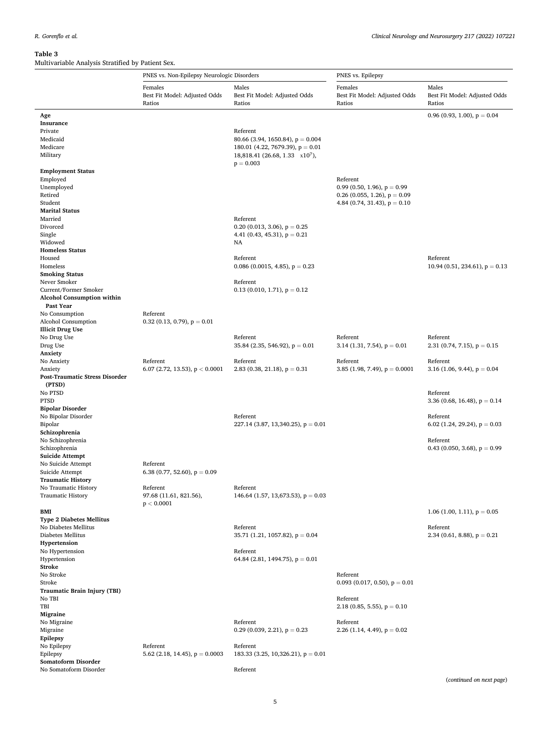**Table 3**
Multivariable Analysis Stratified by Patient Sex.

| | PNES vs. Non-Epilepsy Neurologic Disorders | | PNES vs. Epilepsy | |
|---|---|---|---|---|
| | Females Best Fit Model: Adjusted Odds Ratios | Males Best Fit Model: Adjusted Odds Ratios | Females Best Fit Model: Adjusted Odds Ratios | Males Best Fit Model: Adjusted Odds Ratios |
| **Age** | | | | 0.96 (0.93, 1.00), $p = 0.04$ |
| **Insurance** | | | | |
| Private | | Referent | | |
| Medicaid | | 80.66 (3.94, 1650.84), $p = 0.004$ | | |
| Medicare | | 180.01 (4.22, 7679.39), $p = 0.01$ | | |
| Military | | 18,818.41 (26.68, $1.33 \times 10^{7}$), $p = 0.003$ | | |
| **Employment Status** | | | | |
| Employed | | | Referent | |
| Unemployed | | | 0.99 (0.50, 1.96), $p = 0.99$ | |
| Retired | | | 0.26 (0.055, 1.26), $p = 0.09$ | |
| Student | | | 4.84 (0.74, 31.43), $p = 0.10$ | |
| **Marital Status** | | | | |
| Married | | Referent | | |
| Divorced | | 0.20 (0.013, 3.06), $p = 0.25$ | | |
| Single | | 4.41 (0.43, 45.31), $p = 0.21$ | | |
| Widowed | | NA | | |
| **Homeless Status** | | | | |
| Housed | | Referent | | Referent |
| Homeless | | 0.086 (0.0015, 4.85), $p = 0.23$ | | 10.94 (0.51, 234.61), $p = 0.13$ |
| **Smoking Status** | | | | |
| Never Smoker | | Referent | | |
| Current/Former Smoker | | 0.13 (0.010, 1.71), $p = 0.12$ | | |
| **Alcohol Consumption within Past Year** | | | | |
| No Consumption | Referent | | | |
| Alcohol Consumption | 0.32 (0.13, 0.79), $p = 0.01$ | | | |
| **Illicit Drug Use** | | | | |
| No Drug Use | | Referent | Referent | Referent |
| Drug Use | | 35.84 (2.35, 546.92), $p = 0.01$ | 3.14 (1.31, 7.54), $p = 0.01$ | 2.31 (0.74, 7.15), $p = 0.15$ |
| **Anxiety** | | | | |
| No Anxiety | Referent | Referent | Referent | Referent |
| Anxiety | 6.07 (2.72, 13.53), $p < 0.0001$ | 2.83 (0.38, 21.18), $p = 0.31$ | 3.85 (1.98, 7.49), $p = 0.0001$ | 3.16 (1.06, 9.44), $p = 0.04$ |
| **Post-Traumatic Stress Disorder (PTSD)** | | | | |
| No PTSD | | | | Referent |
| PTSD | | | | 3.36 (0.68, 16.48), $p = 0.14$ |
| **Bipolar Disorder** | | | | |
| No Bipolar Disorder | | Referent | | Referent |
| Bipolar | | 227.14 (3.87, 13,340.25), $p = 0.01$ | | 6.02 (1.24, 29.24), $p = 0.03$ |
| **Schizophrenia** | | | | |
| No Schizophrenia | | | | Referent |
| Schizophrenia | | | | 0.43 (0.050, 3.68), $p = 0.99$ |
| **Suicide Attempt** | | | | |
| No Suicide Attempt | Referent | | | |
| Suicide Attempt | 6.38 (0.77, 52.60), $p = 0.09$ | | | |
| **Traumatic History** | | | | |
| No Traumatic History | Referent | Referent | | |
| Traumatic History | 97.68 (11.61, 821.56), $p < 0.0001$ | 146.64 (1.57, 13,673.53), $p = 0.03$ | | |
| **BMI** | | | | 1.06 (1.00, 1.11), $p = 0.05$ |
| **Type 2 Diabetes Mellitus** | | | | |
| No Diabetes Mellitus | | Referent | | Referent |
| Diabetes Mellitus | | 35.71 (1.21, 1057.82), $p = 0.04$ | | 2.34 (0.61, 8.88), $p = 0.21$ |
| **Hypertension** | | | | |
| No Hypertension | | Referent | | |
| Hypertension | | 64.84 (2.81, 1494.75), $p = 0.01$ | | |
| **Stroke** | | | | |
| No Stroke | | | Referent | |
| Stroke | | | 0.093 (0.017, 0.50), $p = 0.01$ | |
| **Traumatic Brain Injury (TBI)** | | | | |
| No TBI | | | Referent | |
| TBI | | | 2.18 (0.85, 5.55), $p = 0.10$ | |
| **Migraine** | | | | |
| No Migraine | | Referent | Referent | |
| Migraine | | 0.29 (0.039, 2.21), $p = 0.23$ | 2.26 (1.14, 4.49), $p = 0.02$ | |
| **Epilepsy** | | | | |
| No Epilepsy | Referent | Referent | | |
| Epilepsy | 5.62 (2.18, 14.45), $p = 0.0003$ | 183.33 (3.25, 10,326.21), $p = 0.01$ | | |
| **Somatoform Disorder** | | | | |
| No Somatoform Disorder | | Referent | | |

(*continued on next page*)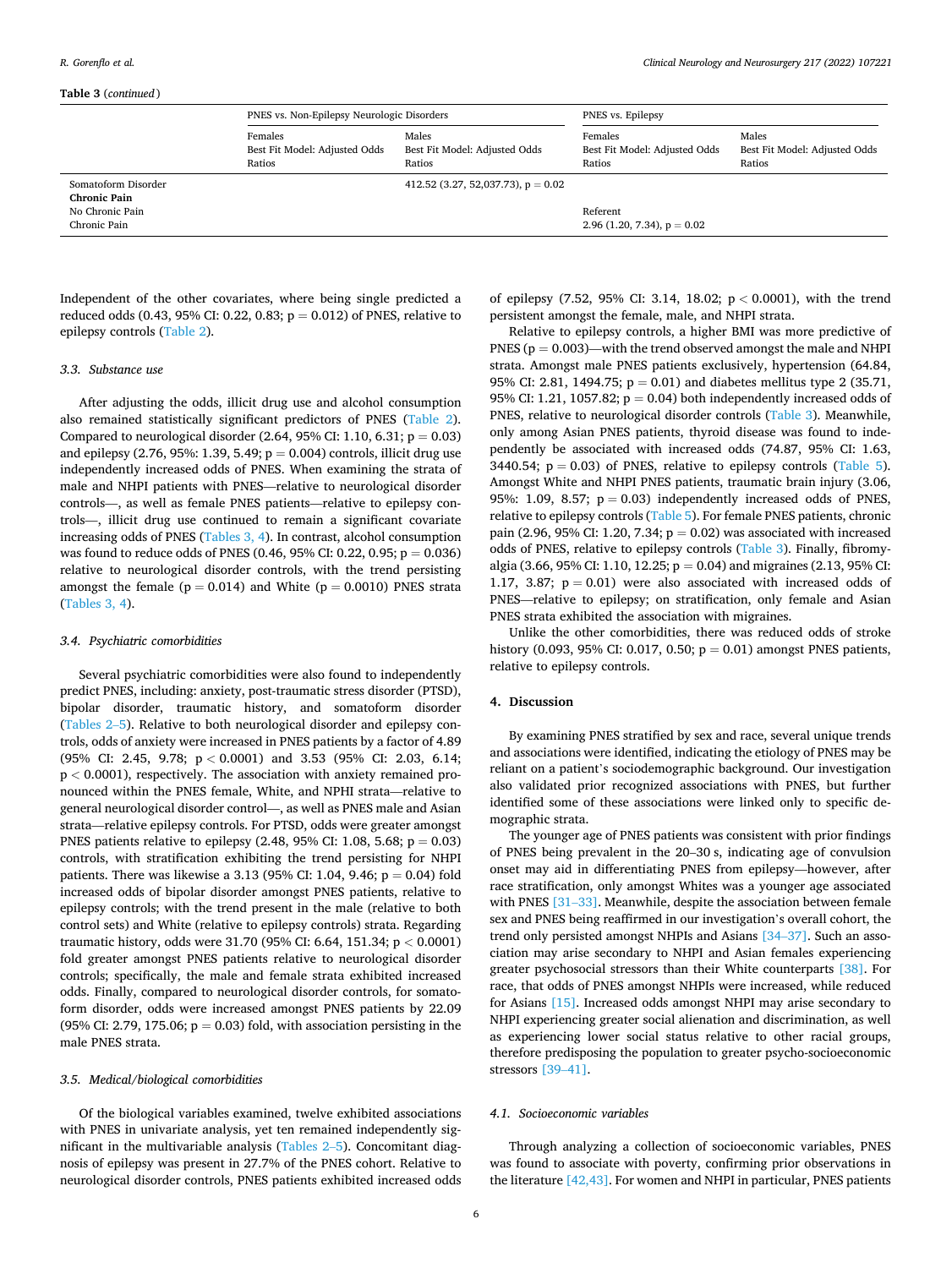**Table 3** (*continued*)

| | PNES vs. Non-Epilepsy Neurologic Disorders | | PNES vs. Epilepsy | |
|---|---|---|---|---|
| | Females<br>Best Fit Model: Adjusted Odds Ratios | Males<br>Best Fit Model: Adjusted Odds Ratios | Females<br>Best Fit Model: Adjusted Odds Ratios | Males<br>Best Fit Model: Adjusted Odds Ratios |
| Somatoform Disorder | | 412.52 (3.27, 52,037.73), p = 0.02 | | |
| **Chronic Pain** | | | | |
| No Chronic Pain | | | Referent | |
| Chronic Pain | | | 2.96 (1.20, 7.34), p = 0.02 | |

Independent of the other covariates, where being single predicted a reduced odds (0.43, 95% CI: 0.22, 0.83; $p = 0.012$) of PNES, relative to epilepsy controls (Table 2).

### 3.3. Substance use

After adjusting the odds, illicit drug use and alcohol consumption also remained statistically significant predictors of PNES (Table 2). Compared to neurological disorder (2.64, 95% CI: 1.10, 6.31; $p = 0.03$) and epilepsy (2.76, 95%: 1.39, 5.49; $p = 0.004$) controls, illicit drug use independently increased odds of PNES. When examining the strata of male and NHPI patients with PNES—relative to neurological disorder controls—, as well as female PNES patients—relative to epilepsy controls—, illicit drug use continued to remain a significant covariate increasing odds of PNES (Tables 3, 4). In contrast, alcohol consumption was found to reduce odds of PNES (0.46, 95% CI: 0.22, 0.95; $p = 0.036$) relative to neurological disorder controls, with the trend persisting amongst the female ($p = 0.014$) and White ($p = 0.0010$) PNES strata (Tables 3, 4).

### 3.4. Psychiatric comorbidities

Several psychiatric comorbidities were also found to independently predict PNES, including: anxiety, post-traumatic stress disorder (PTSD), bipolar disorder, traumatic history, and somatoform disorder (Tables 2–5). Relative to both neurological disorder and epilepsy controls, odds of anxiety were increased in PNES patients by a factor of 4.89 (95% CI: 2.45, 9.78; $p < 0.0001$) and 3.53 (95% CI: 2.03, 6.14; $p < 0.0001$), respectively. The association with anxiety remained pronounced within the PNES female, White, and NPHI strata—relative to general neurological disorder control—, as well as PNES male and Asian strata—relative epilepsy controls. For PTSD, odds were greater amongst PNES patients relative to epilepsy (2.48, 95% CI: 1.08, 5.68; $p = 0.03$) controls, with stratification exhibiting the trend persisting for NHPI patients. There was likewise a 3.13 (95% CI: 1.04, 9.46; $p = 0.04$) fold increased odds of bipolar disorder amongst PNES patients, relative to epilepsy controls; with the trend present in the male (relative to both control sets) and White (relative to epilepsy controls) strata. Regarding traumatic history, odds were 31.70 (95% CI: 6.64, 151.34; $p < 0.0001$) fold greater amongst PNES patients relative to neurological disorder controls; specifically, the male and female strata exhibited increased odds. Finally, compared to neurological disorder controls, for somatoform disorder, odds were increased amongst PNES patients by 22.09 (95% CI: 2.79, 175.06; $p = 0.03$) fold, with association persisting in the male PNES strata.

### 3.5. Medical/biological comorbidities

Of the biological variables examined, twelve exhibited associations with PNES in univariate analysis, yet ten remained independently significant in the multivariable analysis (Tables 2–5). Concomitant diagnosis of epilepsy was present in 27.7% of the PNES cohort. Relative to neurological disorder controls, PNES patients exhibited increased odds of epilepsy (7.52, 95% CI: 3.14, 18.02; $p < 0.0001$), with the trend persistent amongst the female, male, and NHPI strata.

Relative to epilepsy controls, a higher BMI was more predictive of PNES ($p = 0.003$)—with the trend observed amongst the male and NHPI strata. Amongst male PNES patients exclusively, hypertension (64.84, 95% CI: 2.81, 1494.75; $p = 0.01$) and diabetes mellitus type 2 (35.71, 95% CI: 1.21, 1057.82; $p = 0.04$) both independently increased odds of PNES, relative to neurological disorder controls (Table 3). Meanwhile, only among Asian PNES patients, thyroid disease was found to independently be associated with increased odds (74.87, 95% CI: 1.63, 3440.54; $p = 0.03$) of PNES, relative to epilepsy controls (Table 5). Amongst White and NHPI PNES patients, traumatic brain injury (3.06, 95%: 1.09, 8.57; $p = 0.03$) independently increased odds of PNES, relative to epilepsy controls (Table 5). For female PNES patients, chronic pain (2.96, 95% CI: 1.20, 7.34; $p = 0.02$) was associated with increased odds of PNES, relative to epilepsy controls (Table 3). Finally, fibromyalgia (3.66, 95% CI: 1.10, 12.25; $p = 0.04$) and migraines (2.13, 95% CI: 1.17, 3.87; $p = 0.01$) were also associated with increased odds of PNES—relative to epilepsy; on stratification, only female and Asian PNES strata exhibited the association with migraines.

Unlike the other comorbidities, there was reduced odds of stroke history (0.093, 95% CI: 0.017, 0.50; $p = 0.01$) amongst PNES patients, relative to epilepsy controls.

## 4. Discussion

By examining PNES stratified by sex and race, several unique trends and associations were identified, indicating the etiology of PNES may be reliant on a patient's sociodemographic background. Our investigation also validated prior recognized associations with PNES, but further identified some of these associations were linked only to specific demographic strata.

The younger age of PNES patients was consistent with prior findings of PNES being prevalent in the 20–30 s, indicating age of convulsion onset may aid in differentiating PNES from epilepsy—however, after race stratification, only amongst Whites was a younger age associated with PNES [31–33]. Meanwhile, despite the association between female sex and PNES being reaffirmed in our investigation's overall cohort, the trend only persisted amongst NHPIs and Asians [34–37]. Such an association may arise secondary to NHPI and Asian females experiencing greater psychosocial stressors than their White counterparts [38]. For race, that odds of PNES amongst NHPIs were increased, while reduced for Asians [15]. Increased odds amongst NHPI may arise secondary to NHPI experiencing greater social alienation and discrimination, as well as experiencing lower social status relative to other racial groups, therefore predisposing the population to greater psycho-socioeconomic stressors [39–41].

### 4.1. Socioeconomic variables

Through analyzing a collection of socioeconomic variables, PNES was found to associate with poverty, confirming prior observations in the literature [42,43]. For women and NHPI in particular, PNES patients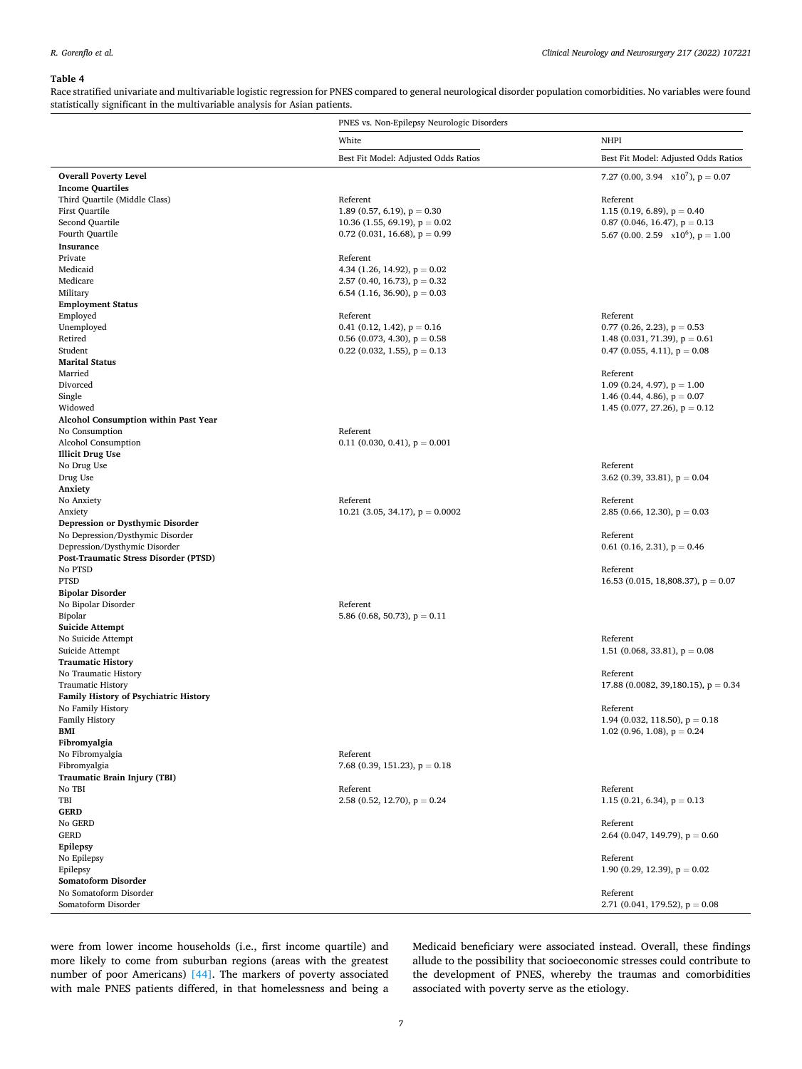**Table 4**

Race stratified univariate and multivariable logistic regression for PNES compared to general neurological disorder population comorbidities. No variables were found statistically significant in the multivariable analysis for Asian patients.

| | PNES vs. Non-Epilepsy Neurologic Disorders | |
|---|---|---|
| | White | NHPI |
| | Best Fit Model: Adjusted Odds Ratios | Best Fit Model: Adjusted Odds Ratios |
| **Overall Poverty Level** | | 7.27 (0.00, 3.94 $\times 10^7$), p = 0.07 |
| **Income Quartiles** | | |
| Third Quartile (Middle Class) | Referent | Referent |
| First Quartile | 1.89 (0.57, 6.19), p = 0.30 | 1.15 (0.19, 6.89), p = 0.40 |
| Second Quartile | 10.36 (1.55, 69.19), p = 0.02 | 0.87 (0.046, 16.47), p = 0.13 |
| Fourth Quartile | 0.72 (0.031, 16.68), p = 0.99 | 5.67 (0.00, 2.59 $\times 10^6$), p = 1.00 |
| **Insurance** | | |
| Private | Referent | |
| Medicaid | 4.34 (1.26, 14.92), p = 0.02 | |
| Medicare | 2.57 (0.40, 16.73), p = 0.32 | |
| Military | 6.54 (1.16, 36.90), p = 0.03 | |
| **Employment Status** | | |
| Employed | Referent | Referent |
| Unemployed | 0.41 (0.12, 1.42), p = 0.16 | 0.77 (0.26, 2.23), p = 0.53 |
| Retired | 0.56 (0.073, 4.30), p = 0.58 | 1.48 (0.031, 71.39), p = 0.61 |
| Student | 0.22 (0.032, 1.55), p = 0.13 | 0.47 (0.055, 4.11), p = 0.08 |
| **Marital Status** | | |
| Married | | Referent |
| Divorced | | 1.09 (0.24, 4.97), p = 1.00 |
| Single | | 1.46 (0.44, 4.86), p = 0.07 |
| Widowed | | 1.45 (0.077, 27.26), p = 0.12 |
| **Alcohol Consumption within Past Year** | | |
| No Consumption | Referent | |
| Alcohol Consumption | 0.11 (0.030, 0.41), p = 0.001 | |
| **Illicit Drug Use** | | |
| No Drug Use | | Referent |
| Drug Use | | 3.62 (0.39, 33.81), p = 0.04 |
| **Anxiety** | | |
| No Anxiety | Referent | Referent |
| Anxiety | 10.21 (3.05, 34.17), p = 0.0002 | 2.85 (0.66, 12.30), p = 0.03 |
| **Depression or Dysthymic Disorder** | | |
| No Depression/Dysthymic Disorder | | Referent |
| Depression/Dysthymic Disorder | | 0.61 (0.16, 2.31), p = 0.46 |
| **Post-Traumatic Stress Disorder (PTSD)** | | |
| No PTSD | | Referent |
| PTSD | | 16.53 (0.015, 18,808.37), p = 0.07 |
| **Bipolar Disorder** | | |
| No Bipolar Disorder | Referent | |
| Bipolar | 5.86 (0.68, 50.73), p = 0.11 | |
| **Suicide Attempt** | | |
| No Suicide Attempt | | Referent |
| Suicide Attempt | | 1.51 (0.068, 33.81), p = 0.08 |
| **Traumatic History** | | |
| No Traumatic History | | Referent |
| Traumatic History | | 17.88 (0.0082, 39,180.15), p = 0.34 |
| **Family History of Psychiatric History** | | |
| No Family History | | Referent |
| Family History | | 1.94 (0.032, 118.50), p = 0.18 |
| **BMI** | | 1.02 (0.96, 1.08), p = 0.24 |
| **Fibromyalgia** | | |
| No Fibromyalgia | Referent | |
| Fibromyalgia | 7.68 (0.39, 151.23), p = 0.18 | |
| **Traumatic Brain Injury (TBI)** | | |
| No TBI | Referent | Referent |
| TBI | 2.58 (0.52, 12.70), p = 0.24 | 1.15 (0.21, 6.34), p = 0.13 |
| **GERD** | | |
| No GERD | | Referent |
| GERD | | 2.64 (0.047, 149.79), p = 0.60 |
| **Epilepsy** | | |
| No Epilepsy | | Referent |
| Epilepsy | | 1.90 (0.29, 12.39), p = 0.02 |
| **Somatoform Disorder** | | |
| No Somatoform Disorder | | Referent |
| Somatoform Disorder | | 2.71 (0.041, 179.52), p = 0.08 |

were from lower income households (i.e., first income quartile) and more likely to come from suburban regions (areas with the greatest number of poor Americans) [44]. The markers of poverty associated with male PNES patients differed, in that homelessness and being a Medicaid beneficiary were associated instead. Overall, these findings allude to the possibility that socioeconomic stresses could contribute to the development of PNES, whereby the traumas and comorbidities associated with poverty serve as the etiology.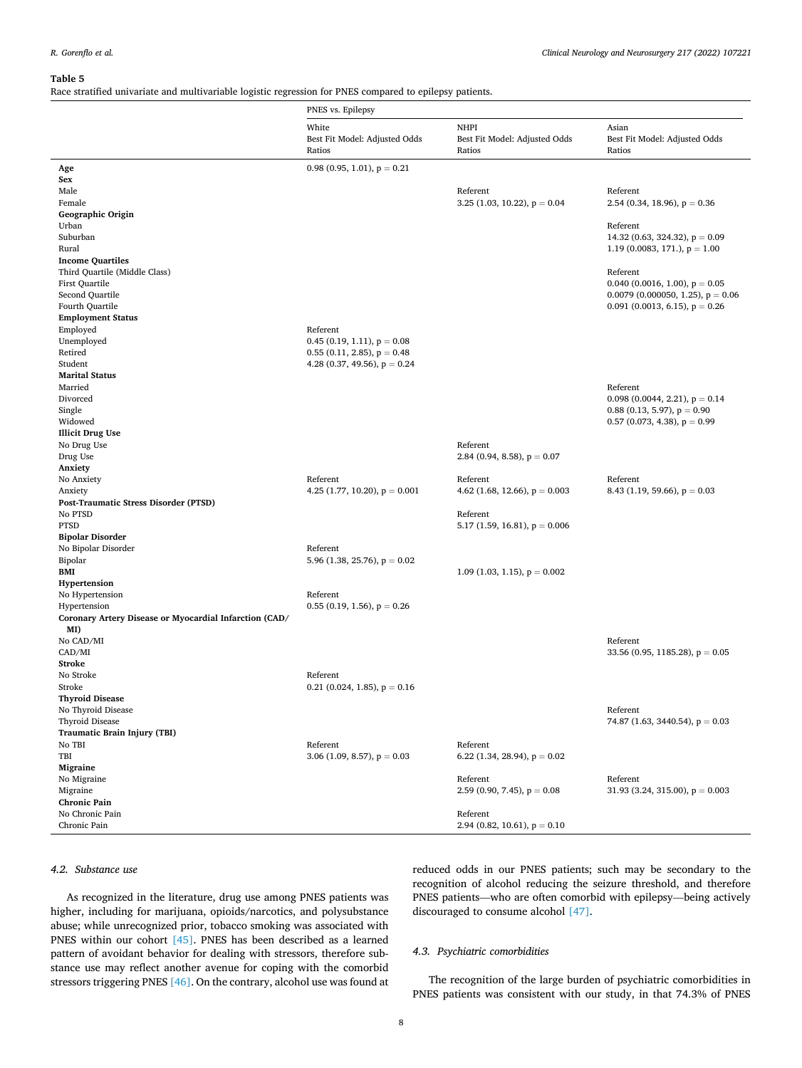**Table 5**
Race stratified univariate and multivariable logistic regression for PNES compared to epilepsy patients.

| | PNES vs. Epilepsy | | |
|---|---|---|---|
| | White<br>Best Fit Model: Adjusted Odds Ratios | NHPI<br>Best Fit Model: Adjusted Odds Ratios | Asian<br>Best Fit Model: Adjusted Odds Ratios |
| **Age** | 0.98 (0.95, 1.01), p = 0.21 | | |
| **Sex** | | | |
| Male | | Referent | Referent |
| Female | | 3.25 (1.03, 10.22), p = 0.04 | 2.54 (0.34, 18.96), p = 0.36 |
| **Geographic Origin** | | | |
| Urban | | | Referent |
| Suburban | | | 14.32 (0.63, 324.32), p = 0.09 |
| Rural | | | 1.19 (0.0083, 171.), p = 1.00 |
| **Income Quartiles** | | | |
| Third Quartile (Middle Class) | | | Referent |
| First Quartile | | | 0.040 (0.0016, 1.00), p = 0.05 |
| Second Quartile | | | 0.0079 (0.000050, 1.25), p = 0.06 |
| Fourth Quartile | | | 0.091 (0.0013, 6.15), p = 0.26 |
| **Employment Status** | | | |
| Employed | Referent | | |
| Unemployed | 0.45 (0.19, 1.11), p = 0.08 | | |
| Retired | 0.55 (0.11, 2.85), p = 0.48 | | |
| Student | 4.28 (0.37, 49.56), p = 0.24 | | |
| **Marital Status** | | | |
| Married | | | Referent |
| Divorced | | | 0.098 (0.0044, 2.21), p = 0.14 |
| Single | | | 0.88 (0.13, 5.97), p = 0.90 |
| Widowed | | | 0.57 (0.073, 4.38), p = 0.99 |
| **Illicit Drug Use** | | | |
| No Drug Use | | Referent | |
| Drug Use | | 2.84 (0.94, 8.58), p = 0.07 | |
| **Anxiety** | | | |
| No Anxiety | Referent | Referent | Referent |
| Anxiety | 4.25 (1.77, 10.20), p = 0.001 | 4.62 (1.68, 12.66), p = 0.003 | 8.43 (1.19, 59.66), p = 0.03 |
| **Post-Traumatic Stress Disorder (PTSD)** | | | |
| No PTSD | | Referent | |
| PTSD | | 5.17 (1.59, 16.81), p = 0.006 | |
| **Bipolar Disorder** | | | |
| No Bipolar Disorder | Referent | | |
| Bipolar | 5.96 (1.38, 25.76), p = 0.02 | | |
| **BMI** | | 1.09 (1.03, 1.15), p = 0.002 | |
| **Hypertension** | | | |
| No Hypertension | Referent | | |
| Hypertension | 0.55 (0.19, 1.56), p = 0.26 | | |
| **Coronary Artery Disease or Myocardial Infarction (CAD/MI)** | | | |
| No CAD/MI | | | Referent |
| CAD/MI | | | 33.56 (0.95, 1185.28), p = 0.05 |
| **Stroke** | | | |
| No Stroke | Referent | | |
| Stroke | 0.21 (0.024, 1.85), p = 0.16 | | |
| **Thyroid Disease** | | | |
| No Thyroid Disease | | | Referent |
| Thyroid Disease | | | 74.87 (1.63, 3440.54), p = 0.03 |
| **Traumatic Brain Injury (TBI)** | | | |
| No TBI | Referent | Referent | |
| TBI | 3.06 (1.09, 8.57), p = 0.03 | 6.22 (1.34, 28.94), p = 0.02 | |
| **Migraine** | | | |
| No Migraine | | Referent | Referent |
| Migraine | | 2.59 (0.90, 7.45), p = 0.08 | 31.93 (3.24, 315.00), p = 0.003 |
| **Chronic Pain** | | | |
| No Chronic Pain | | Referent | |
| Chronic Pain | | 2.94 (0.82, 10.61), p = 0.10 | |

### 4.2. Substance use

As recognized in the literature, drug use among PNES patients was higher, including for marijuana, opioids/narcotics, and polysubstance abuse; while unrecognized prior, tobacco smoking was associated with PNES within our cohort [45]. PNES has been described as a learned pattern of avoidant behavior for dealing with stressors, therefore substance use may reflect another avenue for coping with the comorbid stressors triggering PNES [46]. On the contrary, alcohol use was found at reduced odds in our PNES patients; such may be secondary to the recognition of alcohol reducing the seizure threshold, and therefore PNES patients—who are often comorbid with epilepsy—being actively discouraged to consume alcohol [47].

### 4.3. Psychiatric comorbidities

The recognition of the large burden of psychiatric comorbidities in PNES patients was consistent with our study, in that 74.3% of PNES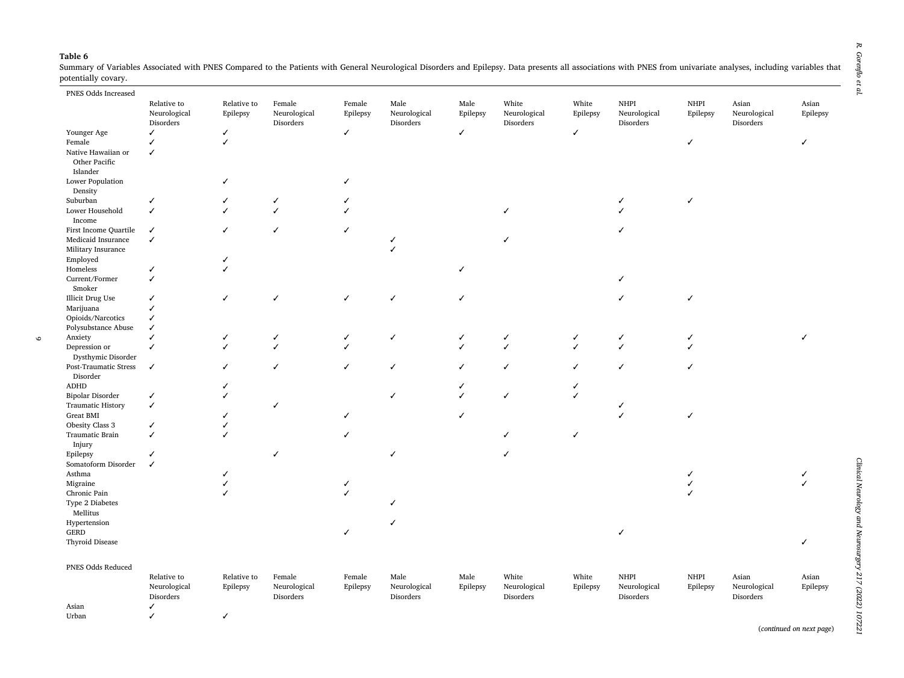**Table 6**

Summary of Variables Associated with PNES Compared to the Patients with General Neurological Disorders and Epilepsy. Data presents all associations with PNES from univariate analyses, including variables that potentially covary.

| PNES Odds Increased | Relative to Neurological Disorders | Relative to Epilepsy | Female Neurological Disorders | Female Epilepsy | Male Neurological Disorders | Male Epilepsy | White Neurological Disorders | White Epilepsy | NHPI Neurological Disorders | NHPI Epilepsy | Asian Neurological Disorders | Asian Epilepsy |
|---|---|---|---|---|---|---|---|---|---|---|---|---|
| Younger Age | ✓ | ✓ | | ✓ | | ✓ | | ✓ | | | | |
| Female | ✓ | ✓ | | | | | | | | ✓ | | ✓ |
| Native Hawaiian or Other Pacific Islander | ✓ | | | | | | | | | | | |
| Lower Population Density | | ✓ | | ✓ | | | | | | | | |
| Suburban | ✓ | ✓ | ✓ | ✓ | | | | | ✓ | ✓ | | |
| Lower Household Income | ✓ | ✓ | ✓ | ✓ | | | ✓ | | ✓ | | | |
| First Income Quartile | ✓ | ✓ | ✓ | ✓ | | | | | ✓ | | | |
| Medicaid Insurance | ✓ | | | | ✓ | | ✓ | | | | | |
| Military Insurance | | | | | ✓ | | | | | | | |
| Employed | | ✓ | | | | | | | | | | |
| Homeless | ✓ | ✓ | | | | ✓ | | | | | | |
| Current/Former Smoker | ✓ | | | | | | | | ✓ | | | |
| Illicit Drug Use | ✓ | ✓ | ✓ | ✓ | ✓ | ✓ | | | ✓ | ✓ | | |
| Marijuana | ✓ | | | | | | | | | | | |
| Opioids/Narcotics | ✓ | | | | | | | | | | | |
| Polysubstance Abuse | ✓ | | | | | | | | | | | |
| Anxiety | ✓ | ✓ | ✓ | ✓ | ✓ | ✓ | ✓ | ✓ | ✓ | ✓ | | ✓ |
| Depression or Dysthymic Disorder | ✓ | ✓ | ✓ | ✓ | | ✓ | ✓ | ✓ | ✓ | ✓ | | |
| Post-Traumatic Stress Disorder | ✓ | ✓ | ✓ | ✓ | ✓ | ✓ | ✓ | ✓ | ✓ | ✓ | | |
| ADHD | | ✓ | | | | ✓ | | ✓ | | | | |
| Bipolar Disorder | ✓ | ✓ | | | ✓ | ✓ | ✓ | ✓ | | | | |
| Traumatic History | ✓ | | ✓ | | | | | | ✓ | | | |
| Great BMI | | ✓ | | ✓ | | ✓ | | | ✓ | ✓ | | |
| Obesity Class 3 | ✓ | ✓ | | | | | | | | | | |
| Traumatic Brain Injury | ✓ | ✓ | | ✓ | | | ✓ | ✓ | | | | |
| Epilepsy | ✓ | | ✓ | | ✓ | | ✓ | | | | | |
| Somatoform Disorder | ✓ | | | | | | | | | | | |
| Asthma | | ✓ | | | | | | | | ✓ | | ✓ |
| Migraine | | ✓ | | ✓ | | | | | | ✓ | | ✓ |
| Chronic Pain | | ✓ | | ✓ | | | | | | ✓ | | |
| Type 2 Diabetes Mellitus | | | | | ✓ | | | | | | | |
| Hypertension | | | | | ✓ | | | | | | | |
| GERD | | | | ✓ | | | | | ✓ | | | |
| Thyroid Disease | | | | | | | | | | | | ✓ |

| PNES Odds Reduced | Relative to Neurological Disorders | Relative to Epilepsy | Female Neurological Disorders | Female Epilepsy | Male Neurological Disorders | Male Epilepsy | White Neurological Disorders | White Epilepsy | NHPI Neurological Disorders | NHPI Epilepsy | Asian Neurological Disorders | Asian Epilepsy |
|---|---|---|---|---|---|---|---|---|---|---|---|---|
| Asian | ✓ | | | | | | | | | | | |
| Urban | ✓ | ✓ | | | | | | | | | | |

(*continued on next page*)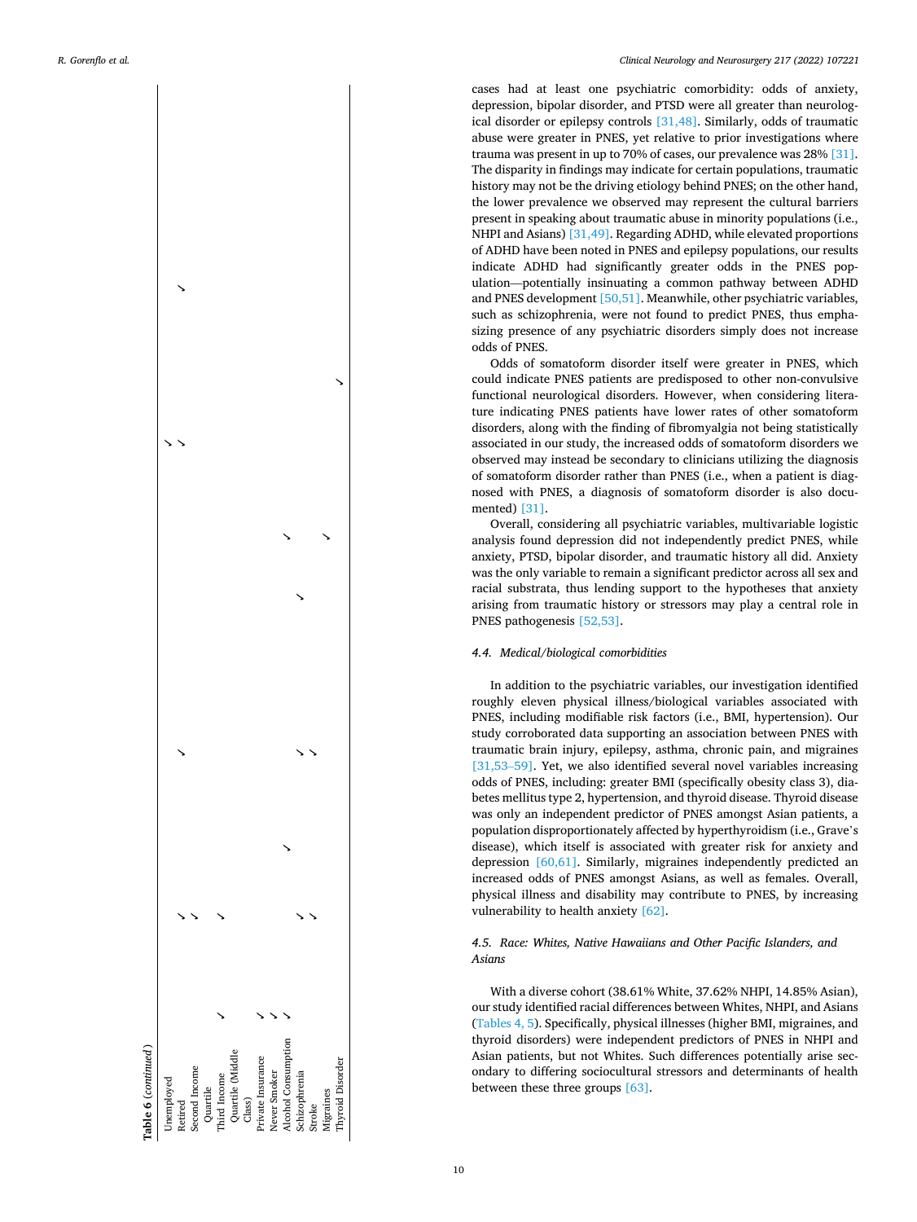**Table 6** (*continued*)

| | | | | | | | | | |
|---|---|---|---|---|---|---|---|---|---|
| Unemployed | | | | | | | ✓ | | |
| Retired | | ✓ | | ✓ | | | ✓ | | ✓ |
| Second Income Quartile | | ✓ | | | | | | | |
| Third Income Quartile (Middle Class) | ✓ | ✓ | | | | | | | |
| Private Insurance | ✓ | | | | | | | | |
| Never Smoker | ✓ | | | | | | | | |
| Alcohol Consumption | ✓ | | ✓ | | | ✓ | | | |
| Schizophrenia | | ✓ | | ✓ | ✓ | | | | |
| Stroke | | ✓ | | ✓ | | | | | |
| Migraines | | | | | | ✓ | | | |
| Thyroid Disorder | | | | | | | | ✓ | |

cases had at least one psychiatric comorbidity: odds of anxiety, depression, bipolar disorder, and PTSD were all greater than neurological disorder or epilepsy controls [31,48]. Similarly, odds of traumatic abuse were greater in PNES, yet relative to prior investigations where trauma was present in up to 70% of cases, our prevalence was 28% [31]. The disparity in findings may indicate for certain populations, traumatic history may not be the driving etiology behind PNES; on the other hand, the lower prevalence we observed may represent the cultural barriers present in speaking about traumatic abuse in minority populations (i.e., NHPI and Asians) [31,49]. Regarding ADHD, while elevated proportions of ADHD have been noted in PNES and epilepsy populations, our results indicate ADHD had significantly greater odds in the PNES population—potentially insinuating a common pathway between ADHD and PNES development [50,51]. Meanwhile, other psychiatric variables, such as schizophrenia, were not found to predict PNES, thus emphasizing presence of any psychiatric disorders simply does not increase odds of PNES.

Odds of somatoform disorder itself were greater in PNES, which could indicate PNES patients are predisposed to other non-convulsive functional neurological disorders. However, when considering literature indicating PNES patients have lower rates of other somatoform disorders, along with the finding of fibromyalgia not being statistically associated in our study, the increased odds of somatoform disorders we observed may instead be secondary to clinicians utilizing the diagnosis of somatoform disorder rather than PNES (i.e., when a patient is diagnosed with PNES, a diagnosis of somatoform disorder is also documented) [31].

Overall, considering all psychiatric variables, multivariable logistic analysis found depression did not independently predict PNES, while anxiety, PTSD, bipolar disorder, and traumatic history all did. Anxiety was the only variable to remain a significant predictor across all sex and racial substrata, thus lending support to the hypotheses that anxiety arising from traumatic history or stressors may play a central role in PNES pathogenesis [52,53].

### 4.4. Medical/biological comorbidities

In addition to the psychiatric variables, our investigation identified roughly eleven physical illness/biological variables associated with PNES, including modifiable risk factors (i.e., BMI, hypertension). Our study corroborated data supporting an association between PNES with traumatic brain injury, epilepsy, asthma, chronic pain, and migraines [31,53–59]. Yet, we also identified several novel variables increasing odds of PNES, including: greater BMI (specifically obesity class 3), diabetes mellitus type 2, hypertension, and thyroid disease. Thyroid disease was only an independent predictor of PNES amongst Asian patients, a population disproportionately affected by hyperthyroidism (i.e., Grave's disease), which itself is associated with greater risk for anxiety and depression [60,61]. Similarly, migraines independently predicted an increased odds of PNES amongst Asians, as well as females. Overall, physical illness and disability may contribute to PNES, by increasing vulnerability to health anxiety [62].

### 4.5. Race: Whites, Native Hawaiians and Other Pacific Islanders, and Asians

With a diverse cohort (38.61% White, 37.62% NHPI, 14.85% Asian), our study identified racial differences between Whites, NHPI, and Asians (Tables 4, 5). Specifically, physical illnesses (higher BMI, migraines, and thyroid disorders) were independent predictors of PNES in NHPI and Asian patients, but not Whites. Such differences potentially arise secondary to differing sociocultural stressors and determinants of health between these three groups [63].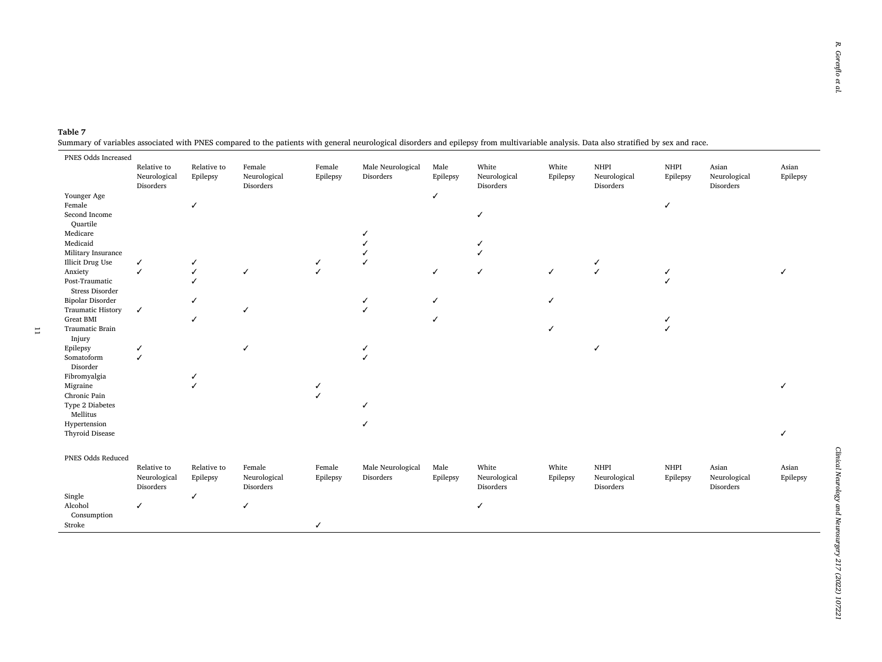**Table 7**

Summary of variables associated with PNES compared to the patients with general neurological disorders and epilepsy from multivariable analysis. Data also stratified by sex and race.

| PNES Odds Increased | Relative to Neurological Disorders | Relative to Epilepsy | Female Neurological Disorders | Female Epilepsy | Male Neurological Disorders | Male Epilepsy | White Neurological Disorders | White Epilepsy | NHPI Neurological Disorders | NHPI Epilepsy | Asian Neurological Disorders | Asian Epilepsy |
|---|---|---|---|---|---|---|---|---|---|---|---|---|
| Younger Age | | | | | | ✓ | | | | | | |
| Female | | ✓ | | | | | | | | ✓ | | |
| Second Income Quartile | | | | | | | ✓ | | | | | |
| Medicare | | | | | ✓ | | | | | | | |
| Medicaid | | | | | ✓ | | ✓ | | | | | |
| Military Insurance | | | | | ✓ | | ✓ | | | | | |
| Illicit Drug Use | ✓ | ✓ | | ✓ | ✓ | | | | ✓ | | | |
| Anxiety | ✓ | ✓ | ✓ | ✓ | | ✓ | ✓ | ✓ | ✓ | ✓ | | ✓ |
| Post-Traumatic Stress Disorder | | ✓ | | | | | | | | ✓ | | |
| Bipolar Disorder | | ✓ | | | ✓ | ✓ | | ✓ | | | | |
| Traumatic History | ✓ | | ✓ | | ✓ | | | | | | | |
| Great BMI | | ✓ | | | | ✓ | | | | ✓ | | |
| Traumatic Brain Injury | | | | | | | | ✓ | | ✓ | | |
| Epilepsy | ✓ | | ✓ | | ✓ | | | | ✓ | | | |
| Somatoform Disorder | ✓ | | | | ✓ | | | | | | | |
| Fibromyalgia | | ✓ | | | | | | | | | | |
| Migraine | | ✓ | | ✓ | | | | | | | | ✓ |
| Chronic Pain | | | | ✓ | | | | | | | | |
| Type 2 Diabetes Mellitus | | | | | ✓ | | | | | | | |
| Hypertension | | | | | ✓ | | | | | | | |
| Thyroid Disease | | | | | | | | | | | | ✓ |
| **PNES Odds Reduced** | **Relative to Neurological Disorders** | **Relative to Epilepsy** | **Female Neurological Disorders** | **Female Epilepsy** | **Male Neurological Disorders** | **Male Epilepsy** | **White Neurological Disorders** | **White Epilepsy** | **NHPI Neurological Disorders** | **NHPI Epilepsy** | **Asian Neurological Disorders** | **Asian Epilepsy** |
| Single | | ✓ | | | | | | | | | | |
| Alcohol Consumption | ✓ | | ✓ | | | | ✓ | | | | | |
| Stroke | | | | ✓ | | | | | | | | |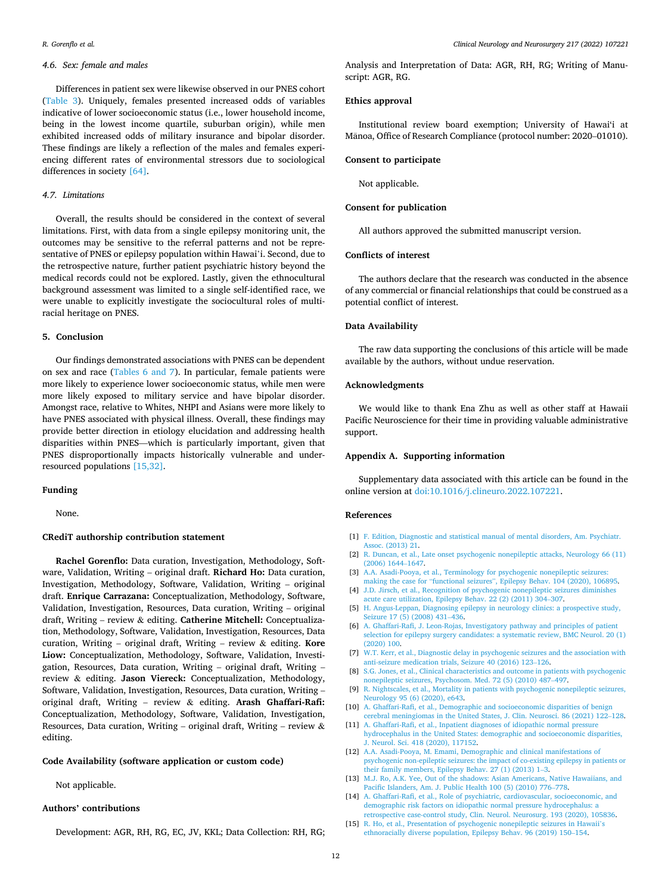### 4.6. Sex: female and males

Differences in patient sex were likewise observed in our PNES cohort (Table 3). Uniquely, females presented increased odds of variables indicative of lower socioeconomic status (i.e., lower household income, being in the lowest income quartile, suburban origin), while men exhibited increased odds of military insurance and bipolar disorder. These findings are likely a reflection of the males and females experiencing different rates of environmental stressors due to sociological differences in society [64].

### 4.7. Limitations

Overall, the results should be considered in the context of several limitations. First, with data from a single epilepsy monitoring unit, the outcomes may be sensitive to the referral patterns and not be representative of PNES or epilepsy population within Hawai'i. Second, due to the retrospective nature, further patient psychiatric history beyond the medical records could not be explored. Lastly, given the ethnocultural background assessment was limited to a single self-identified race, we were unable to explicitly investigate the sociocultural roles of multiracial heritage on PNES.

## 5. Conclusion

Our findings demonstrated associations with PNES can be dependent on sex and race (Tables 6 and 7). In particular, female patients were more likely to experience lower socioeconomic status, while men were more likely exposed to military service and have bipolar disorder. Amongst race, relative to Whites, NHPI and Asians were more likely to have PNES associated with physical illness. Overall, these findings may provide better direction in etiology elucidation and addressing health disparities within PNES—which is particularly important, given that PNES disproportionally impacts historically vulnerable and under-resourced populations [15,32].

## Funding

None.

## CRediT authorship contribution statement

**Rachel Gorenflo:** Data curation, Investigation, Methodology, Software, Validation, Writing – original draft. **Richard Ho:** Data curation, Investigation, Methodology, Software, Validation, Writing – original draft. **Enrique Carrazana:** Conceptualization, Methodology, Software, Validation, Investigation, Resources, Data curation, Writing – original draft, Writing – review & editing. **Catherine Mitchell:** Conceptualization, Methodology, Software, Validation, Investigation, Resources, Data curation, Writing – original draft, Writing – review & editing. **Kore Liow:** Conceptualization, Methodology, Software, Validation, Investigation, Resources, Data curation, Writing – original draft, Writing – review & editing. **Jason Viereck:** Conceptualization, Methodology, Software, Validation, Investigation, Resources, Data curation, Writing – original draft, Writing – review & editing. **Arash Ghaffari-Rafi:** Conceptualization, Methodology, Software, Validation, Investigation, Resources, Data curation, Writing – original draft, Writing – review & editing.

## Code Availability (software application or custom code)

Not applicable.

## Authors' contributions

Development: AGR, RH, RG, EC, JV, KKL; Data Collection: RH, RG; Analysis and Interpretation of Data: AGR, RH, RG; Writing of Manuscript: AGR, RG.

## Ethics approval

Institutional review board exemption; University of Hawaiʻi at Mānoa, Office of Research Compliance (protocol number: 2020–01010).

## Consent to participate

Not applicable.

## Consent for publication

All authors approved the submitted manuscript version.

## Conflicts of interest

The authors declare that the research was conducted in the absence of any commercial or financial relationships that could be construed as a potential conflict of interest.

## Data Availability

The raw data supporting the conclusions of this article will be made available by the authors, without undue reservation.

## Acknowledgments

We would like to thank Ena Zhu as well as other staff at Hawaii Pacific Neuroscience for their time in providing valuable administrative support.

## Appendix A. Supporting information

Supplementary data associated with this article can be found in the online version at doi:10.1016/j.clineuro.2022.107221.

## References

[1] F. Edition, Diagnostic and statistical manual of mental disorders, Am. Psychiatr. Assoc. (2013) 21.

[2] R. Duncan, et al., Late onset psychogenic nonepileptic attacks, Neurology 66 (11) (2006) 1644–1647.

[3] A.A. Asadi-Pooya, et al., Terminology for psychogenic nonepileptic seizures: making the case for "functional seizures", Epilepsy Behav. 104 (2020), 106895.

[4] J.D. Jirsch, et al., Recognition of psychogenic nonepileptic seizures diminishes acute care utilization, Epilepsy Behav. 22 (2) (2011) 304–307.

[5] H. Angus-Leppan, Diagnosing epilepsy in neurology clinics: a prospective study, Seizure 17 (5) (2008) 431–436.

[6] A. Ghaffari-Rafi, J. Leon-Rojas, Investigatory pathway and principles of patient selection for epilepsy surgery candidates: a systematic review, BMC Neurol. 20 (1) (2020) 100.

[7] W.T. Kerr, et al., Diagnostic delay in psychogenic seizures and the association with anti-seizure medication trials, Seizure 40 (2016) 123–126.

[8] S.G. Jones, et al., Clinical characteristics and outcome in patients with psychogenic nonepileptic seizures, Psychosom. Med. 72 (5) (2010) 487–497.

[9] R. Nightscales, et al., Mortality in patients with psychogenic nonepileptic seizures, Neurology 95 (6) (2020), e643.

[10] A. Ghaffari-Rafi, et al., Demographic and socioeconomic disparities of benign cerebral meningiomas in the United States, J. Clin. Neurosci. 86 (2021) 122–128.

[11] A. Ghaffari-Rafi, et al., Inpatient diagnoses of idiopathic normal pressure hydrocephalus in the United States: demographic and socioeconomic disparities, J. Neurol. Sci. 418 (2020), 117152.

[12] A.A. Asadi-Pooya, M. Emami, Demographic and clinical manifestations of psychogenic non-epileptic seizures: the impact of co-existing epilepsy in patients or their family members, Epilepsy Behav. 27 (1) (2013) 1–3.

[13] M.J. Ro, A.K. Yee, Out of the shadows: Asian Americans, Native Hawaiians, and Pacific Islanders, Am. J. Public Health 100 (5) (2010) 776–778.

[14] A. Ghaffari-Rafi, et al., Role of psychiatric, cardiovascular, socioeconomic, and demographic risk factors on idiopathic normal pressure hydrocephalus: a retrospective case-control study, Clin. Neurol. Neurosurg. 193 (2020), 105836.

[15] R. Ho, et al., Presentation of psychogenic nonepileptic seizures in Hawaii's ethnoracially diverse population, Epilepsy Behav. 96 (2019) 150–154.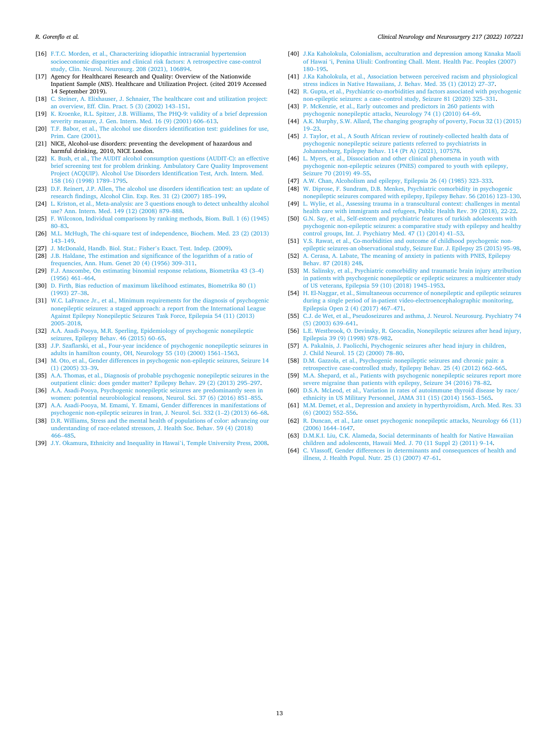[16] F.T.C. Morden, et al., Characterizing idiopathic intracranial hypertension socioeconomic disparities and clinical risk factors: A retrospective case-control study, Clin. Neurol. Neurosurg. 208 (2021), 106894.

[17] Agency for Healthcarei Research and Quality: Overview of the Nationwide Inpatient Sample (*NIS*). Healthcare and Utilization Project. (cited 2019 Accessed 14 September 2019).

[18] C. Steiner, A. Elixhauser, J. Schnaier, The healthcare cost and utilization project: an overview, Eff. Clin. Pract. 5 (3) (2002) 143–151.

[19] K. Kroenke, R.L. Spitzer, J.B. Williams, The PHQ-9: validity of a brief depression severity measure, J. Gen. Intern. Med. 16 (9) (2001) 606–613.

[20] T.F. Babor, et al., The alcohol use disorders identification test: guidelines for use, Prim. Care (2001).

[21] NICE, Alcohol-use disorders: preventing the development of hazardous and harmful drinking, 2010, NICE London.

[22] K. Bush, et al., The AUDIT alcohol consumption questions (AUDIT-C): an effective brief screening test for problem drinking. Ambulatory Care Quality Improvement Project (ACQUIP). Alcohol Use Disorders Identification Test, Arch. Intern. Med. 158 (16) (1998) 1789–1795.

[23] D.F. Reinert, J.P. Allen, The alcohol use disorders identification test: an update of research findings, Alcohol Clin. Exp. Res. 31 (2) (2007) 185–199.

[24] L. Kriston, et al., Meta-analysis: are 3 questions enough to detect unhealthy alcohol use? Ann. Intern. Med. 149 (12) (2008) 879–888.

[25] F. Wilcoxon, Individual comparisons by ranking methods, Biom. Bull. 1 (6) (1945) 80–83.

[26] M.L. McHugh, The chi-square test of independence, Biochem. Med. 23 (2) (2013) 143–149.

[27] J. McDonald, Handb. Biol. Stat.: Fisher's Exact. Test. Indep. (2009).

[28] J.B. Haldane, The estimation and significance of the logarithm of a ratio of frequencies, Ann. Hum. Genet 20 (4) (1956) 309–311.

[29] F.J. Anscombe, On estimating binomial response relations, Biometrika 43 (3–4) (1956) 461–464.

[30] D. Firth, Bias reduction of maximum likelihood estimates, Biometrika 80 (1) (1993) 27–38.

[31] W.C. LaFrance Jr., et al., Minimum requirements for the diagnosis of psychogenic nonepileptic seizures: a staged approach: a report from the International League Against Epilepsy Nonepileptic Seizures Task Force, Epilepsia 54 (11) (2013) 2005–2018.

[32] A.A. Asadi-Pooya, M.R. Sperling, Epidemiology of psychogenic nonepileptic seizures, Epilepsy Behav. 46 (2015) 60–65.

[33] J.P. Szaflarski, et al., Four-year incidence of psychogenic nonepileptic seizures in adults in hamilton county, OH, Neurology 55 (10) (2000) 1561–1563.

[34] M. Oto, et al., Gender differences in psychogenic non-epileptic seizures, Seizure 14 (1) (2005) 33–39.

[35] A.A. Thomas, et al., Diagnosis of probable psychogenic nonepileptic seizures in the outpatient clinic: does gender matter? Epilepsy Behav. 29 (2) (2013) 295–297.

[36] A.A. Asadi-Pooya, Psychogenic nonepileptic seizures are predominantly seen in women: potential neurobiological reasons, Neurol. Sci. 37 (6) (2016) 851–855.

[37] A.A. Asadi-Pooya, M. Emami, Y. Emami, Gender differences in manifestations of psychogenic non-epileptic seizures in Iran, J. Neurol. Sci. 332 (1–2) (2013) 66–68.

[38] D.R. Williams, Stress and the mental health of populations of color: advancing our understanding of race-related stressors, J. Health Soc. Behav. 59 (4) (2018) 466–485.

[39] J.Y. Okamura, Ethnicity and Inequality in Hawai`i, Temple University Press, 2008.

[40] J.Ka Kaholokula, Colonialism, acculturation and depression among Kānaka Maoli of Hawai 'i, Penina Uliuli: Confronting Chall. Ment. Health Pac. Peoples (2007) 180–195.

[41] J.Ka Kaholokula, et al., Association between perceived racism and physiological stress indices in Native Hawaiians, J. Behav. Med. 35 (1) (2012) 27–37.

[42] R. Gupta, et al., Psychiatric co-morbidities and factors associated with psychogenic non-epileptic seizures: a case–control study, Seizure 81 (2020) 325–331.

[43] P. McKenzie, et al., Early outcomes and predictors in 260 patients with psychogenic nonepileptic attacks, Neurology 74 (1) (2010) 64–69.

[44] A.K. Murphy, S.W. Allard, The changing geography of poverty, Focus 32 (1) (2015) 19–23.

[45] J. Taylor, et al., A South African review of routinely-collected health data of psychogenic nonepileptic seizure patients referred to psychiatrists in Johannesburg, Epilepsy Behav. 114 (Pt A) (2021), 107578.

[46] L. Myers, et al., Dissociation and other clinical phenomena in youth with psychogenic non-epileptic seizures (PNES) compared to youth with epilepsy, Seizure 70 (2019) 49–55.

[47] A.W. Chan, Alcoholism and epilepsy, Epilepsia 26 (4) (1985) 323–333.

[48] W. Diprose, F. Sundram, D.B. Menkes, Psychiatric comorbidity in psychogenic nonepileptic seizures compared with epilepsy, Epilepsy Behav. 56 (2016) 123–130.

[49] L. Wylie, et al., Assessing trauma in a transcultural context: challenges in mental health care with immigrants and refugees, Public Health Rev. 39 (2018), 22-22.

[50] G.N. Say, et al., Self-esteem and psychiatric features of turkish adolescents with psychogenic non-epileptic seizures: a comparative study with epilepsy and healthy control groups, Int. J. Psychiatry Med. 47 (1) (2014) 41–53.

[51] V.S. Rawat, et al., Co-morbidities and outcome of childhood psychogenic non-epileptic seizures-an observational study, Seizure Eur. J. Epilepsy 25 (2015) 95–98.

[52] A. Cerasa, A. Labate, The meaning of anxiety in patients with PNES, Epilepsy Behav. 87 (2018) 248.

[53] M. Salinsky, et al., Psychiatric comorbidity and traumatic brain injury attribution in patients with psychogenic nonepileptic or epileptic seizures: a multicenter study of US veterans, Epilepsia 59 (10) (2018) 1945–1953.

[54] H. El-Naggar, et al., Simultaneous occurrence of nonepileptic and epileptic seizures during a single period of in-patient video-electroencephalographic monitoring, Epilepsia Open 2 (4) (2017) 467–471.

[55] C.J. de Wet, et al., Pseudoseizures and asthma, J. Neurol. Neurosurg. Psychiatry 74 (5) (2003) 639–641.

[56] L.E. Westbrook, O. Devinsky, R. Geocadin, Nonepileptic seizures after head injury, Epilepsia 39 (9) (1998) 978–982.

[57] A. Pakalnis, J. Paolicchi, Psychogenic seizures after head injury in children, J. Child Neurol. 15 (2) (2000) 78–80.

[58] D.M. Gazzola, et al., Psychogenic nonepileptic seizures and chronic pain: a retrospective case-controlled study, Epilepsy Behav. 25 (4) (2012) 662–665.

[59] M.A. Shepard, et al., Patients with psychogenic nonepileptic seizures report more severe migraine than patients with epilepsy, Seizure 34 (2016) 78–82.

[60] D.S.A. McLeod, et al., Variation in rates of autoimmune thyroid disease by race/ethnicity in US Military Personnel, JAMA 311 (15) (2014) 1563–1565.

[61] M.M. Demet, et al., Depression and anxiety in hyperthyroidism, Arch. Med. Res. 33 (6) (2002) 552–556.

[62] R. Duncan, et al., Late onset psychogenic nonepileptic attacks, Neurology 66 (11) (2006) 1644–1647.

[63] D.M.K.I. Liu, C.K. Alameda, Social determinants of health for Native Hawaiian children and adolescents, Hawaii Med. J. 70 (11 Suppl 2) (2011) 9–14.

[64] C. Vlassoff, Gender differences in determinants and consequences of health and illness, J. Health Popul. Nutr. 25 (1) (2007) 47–61.